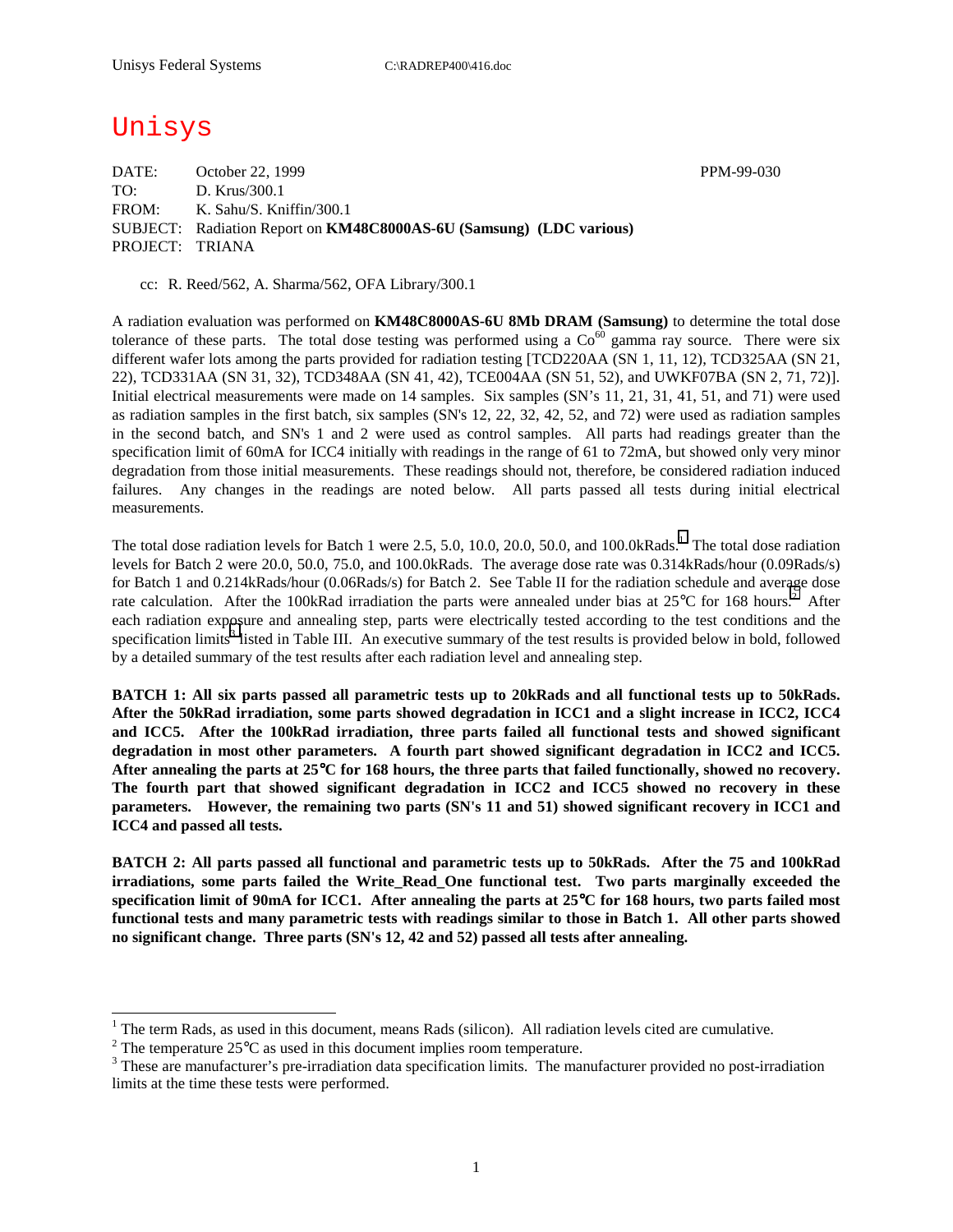# Unisys

DATE: October 22, 1999 PPM-99-030
TO: D. Krus/300.1
FROM: K. Sahu/S. Kniffin/300.1
SUBJECT: Radiation Report on **KM48C8000AS-6U (Samsung) (LDC various)**
PROJECT: TRIANA

cc: R. Reed/562, A. Sharma/562, OFA Library/300.1

A radiation evaluation was performed on **KM48C8000AS-6U 8Mb DRAM (Samsung)** to determine the total dose tolerance of these parts. The total dose testing was performed using a $Co^{60}$ gamma ray source. There were six different wafer lots among the parts provided for radiation testing [TCD220AA (SN 1, 11, 12), TCD325AA (SN 21, 22), TCD331AA (SN 31, 32), TCD348AA (SN 41, 42), TCE004AA (SN 51, 52), and UWKF07BA (SN 2, 71, 72)]. Initial electrical measurements were made on 14 samples. Six samples (SN's 11, 21, 31, 41, 51, and 71) were used as radiation samples in the first batch, six samples (SN's 12, 22, 32, 42, 52, and 72) were used as radiation samples in the second batch, and SN's 1 and 2 were used as control samples. All parts had readings greater than the specification limit of 60mA for ICC4 initially with readings in the range of 61 to 72mA, but showed only very minor degradation from those initial measurements. These readings should not, therefore, be considered radiation induced failures. Any changes in the readings are noted below. All parts passed all tests during initial electrical measurements.

The total dose radiation levels for Batch 1 were 2.5, 5.0, 10.0, 20.0, 50.0, and 100.0kRads.[1] The total dose radiation levels for Batch 2 were 20.0, 50.0, 75.0, and 100.0kRads. The average dose rate was 0.314kRads/hour (0.09Rads/s) for Batch 1 and 0.214kRads/hour (0.06Rads/s) for Batch 2. See Table II for the radiation schedule and average dose rate calculation. After the 100kRad irradiation the parts were annealed under bias at 25°C for 168 hours.[2] After each radiation exposure and annealing step, parts were electrically tested according to the test conditions and the specification limits[3] listed in Table III. An executive summary of the test results is provided below in bold, followed by a detailed summary of the test results after each radiation level and annealing step.

**BATCH 1: All six parts passed all parametric tests up to 20kRads and all functional tests up to 50kRads. After the 50kRad irradiation, some parts showed degradation in ICC1 and a slight increase in ICC2, ICC4 and ICC5. After the 100kRad irradiation, three parts failed all functional tests and showed significant degradation in most other parameters. A fourth part showed significant degradation in ICC2 and ICC5. After annealing the parts at 25°C for 168 hours, the three parts that failed functionally, showed no recovery. The fourth part that showed significant degradation in ICC2 and ICC5 showed no recovery in these parameters. However, the remaining two parts (SN's 11 and 51) showed significant recovery in ICC1 and ICC4 and passed all tests.**

**BATCH 2: All parts passed all functional and parametric tests up to 50kRads. After the 75 and 100kRad irradiations, some parts failed the Write_Read_One functional test. Two parts marginally exceeded the specification limit of 90mA for ICC1. After annealing the parts at 25°C for 168 hours, two parts failed most functional tests and many parametric tests with readings similar to those in Batch 1. All other parts showed no significant change. Three parts (SN's 12, 42 and 52) passed all tests after annealing.**

---

[1] The term Rads, as used in this document, means Rads (silicon). All radiation levels cited are cumulative.

[2] The temperature 25°C as used in this document implies room temperature.

[3] These are manufacturer's pre-irradiation data specification limits. The manufacturer provided no post-irradiation limits at the time these tests were performed.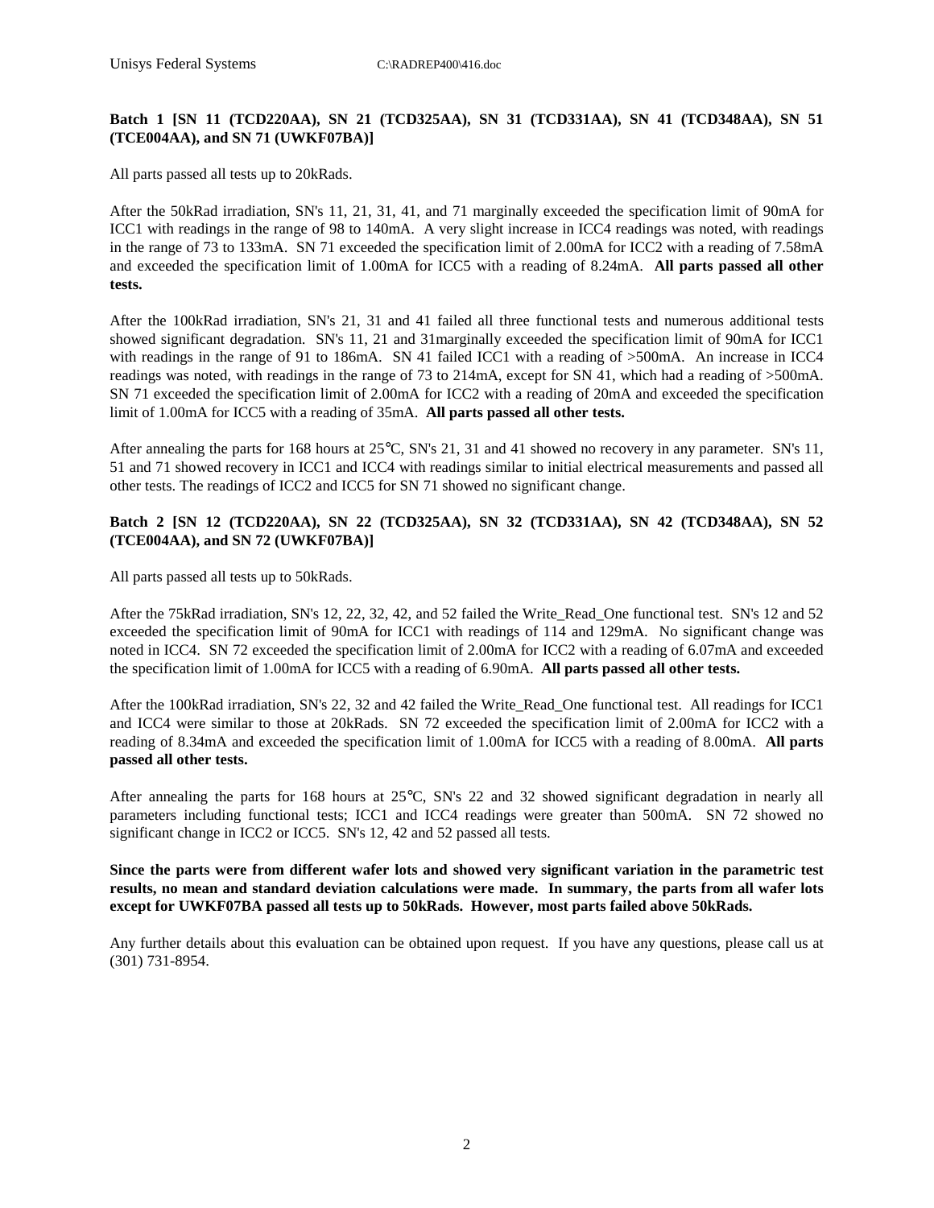**Batch 1 [SN 11 (TCD220AA), SN 21 (TCD325AA), SN 31 (TCD331AA), SN 41 (TCD348AA), SN 51 (TCE004AA), and SN 71 (UWKF07BA)]**

All parts passed all tests up to 20kRads.

After the 50kRad irradiation, SN's 11, 21, 31, 41, and 71 marginally exceeded the specification limit of 90mA for ICC1 with readings in the range of 98 to 140mA. A very slight increase in ICC4 readings was noted, with readings in the range of 73 to 133mA. SN 71 exceeded the specification limit of 2.00mA for ICC2 with a reading of 7.58mA and exceeded the specification limit of 1.00mA for ICC5 with a reading of 8.24mA. **All parts passed all other tests.**

After the 100kRad irradiation, SN's 21, 31 and 41 failed all three functional tests and numerous additional tests showed significant degradation. SN's 11, 21 and 31marginally exceeded the specification limit of 90mA for ICC1 with readings in the range of 91 to 186mA. SN 41 failed ICC1 with a reading of >500mA. An increase in ICC4 readings was noted, with readings in the range of 73 to 214mA, except for SN 41, which had a reading of >500mA. SN 71 exceeded the specification limit of 2.00mA for ICC2 with a reading of 20mA and exceeded the specification limit of 1.00mA for ICC5 with a reading of 35mA. **All parts passed all other tests.**

After annealing the parts for 168 hours at 25°C, SN's 21, 31 and 41 showed no recovery in any parameter. SN's 11, 51 and 71 showed recovery in ICC1 and ICC4 with readings similar to initial electrical measurements and passed all other tests. The readings of ICC2 and ICC5 for SN 71 showed no significant change.

**Batch 2 [SN 12 (TCD220AA), SN 22 (TCD325AA), SN 32 (TCD331AA), SN 42 (TCD348AA), SN 52 (TCE004AA), and SN 72 (UWKF07BA)]**

All parts passed all tests up to 50kRads.

After the 75kRad irradiation, SN's 12, 22, 32, 42, and 52 failed the Write_Read_One functional test. SN's 12 and 52 exceeded the specification limit of 90mA for ICC1 with readings of 114 and 129mA. No significant change was noted in ICC4. SN 72 exceeded the specification limit of 2.00mA for ICC2 with a reading of 6.07mA and exceeded the specification limit of 1.00mA for ICC5 with a reading of 6.90mA. **All parts passed all other tests.**

After the 100kRad irradiation, SN's 22, 32 and 42 failed the Write_Read_One functional test. All readings for ICC1 and ICC4 were similar to those at 20kRads. SN 72 exceeded the specification limit of 2.00mA for ICC2 with a reading of 8.34mA and exceeded the specification limit of 1.00mA for ICC5 with a reading of 8.00mA. **All parts passed all other tests.**

After annealing the parts for 168 hours at 25°C, SN's 22 and 32 showed significant degradation in nearly all parameters including functional tests; ICC1 and ICC4 readings were greater than 500mA. SN 72 showed no significant change in ICC2 or ICC5. SN's 12, 42 and 52 passed all tests.

**Since the parts were from different wafer lots and showed very significant variation in the parametric test results, no mean and standard deviation calculations were made. In summary, the parts from all wafer lots except for UWKF07BA passed all tests up to 50kRads. However, most parts failed above 50kRads.**

Any further details about this evaluation can be obtained upon request. If you have any questions, please call us at (301) 731-8954.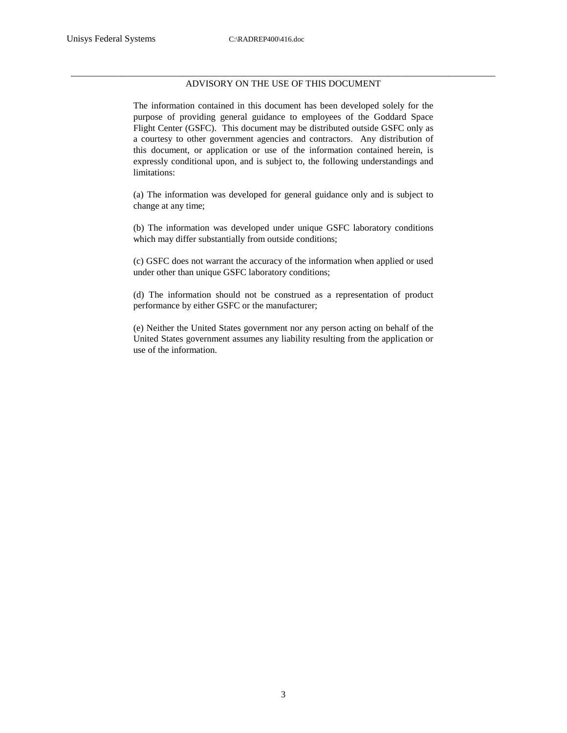## ADVISORY ON THE USE OF THIS DOCUMENT

The information contained in this document has been developed solely for the purpose of providing general guidance to employees of the Goddard Space Flight Center (GSFC). This document may be distributed outside GSFC only as a courtesy to other government agencies and contractors. Any distribution of this document, or application or use of the information contained herein, is expressly conditional upon, and is subject to, the following understandings and limitations:

(a) The information was developed for general guidance only and is subject to change at any time;

(b) The information was developed under unique GSFC laboratory conditions which may differ substantially from outside conditions;

(c) GSFC does not warrant the accuracy of the information when applied or used under other than unique GSFC laboratory conditions;

(d) The information should not be construed as a representation of product performance by either GSFC or the manufacturer;

(e) Neither the United States government nor any person acting on behalf of the United States government assumes any liability resulting from the application or use of the information.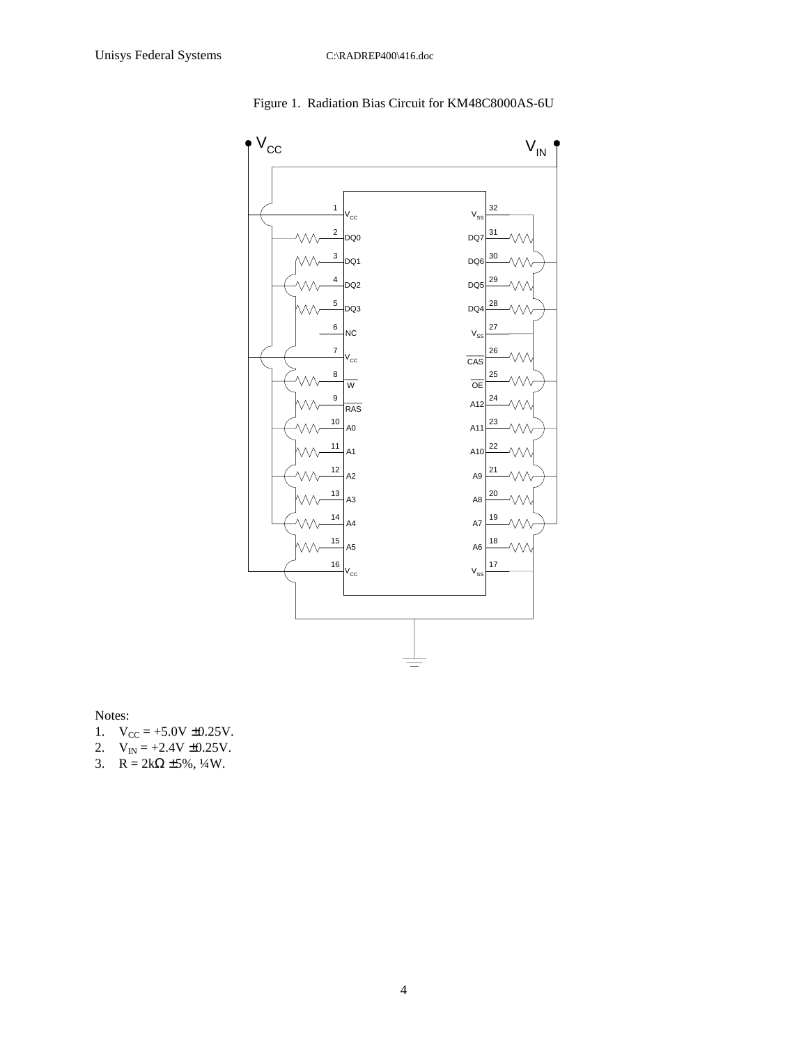Figure 1. Radiation Bias Circuit for KM48C8000AS-6U

Notes:

1. $V_{CC}$ = +5.0V ±0.25V.
2. $V_{IN}$ = +2.4V ±0.25V.
3. R = 2kΩ ±5%, ¼W.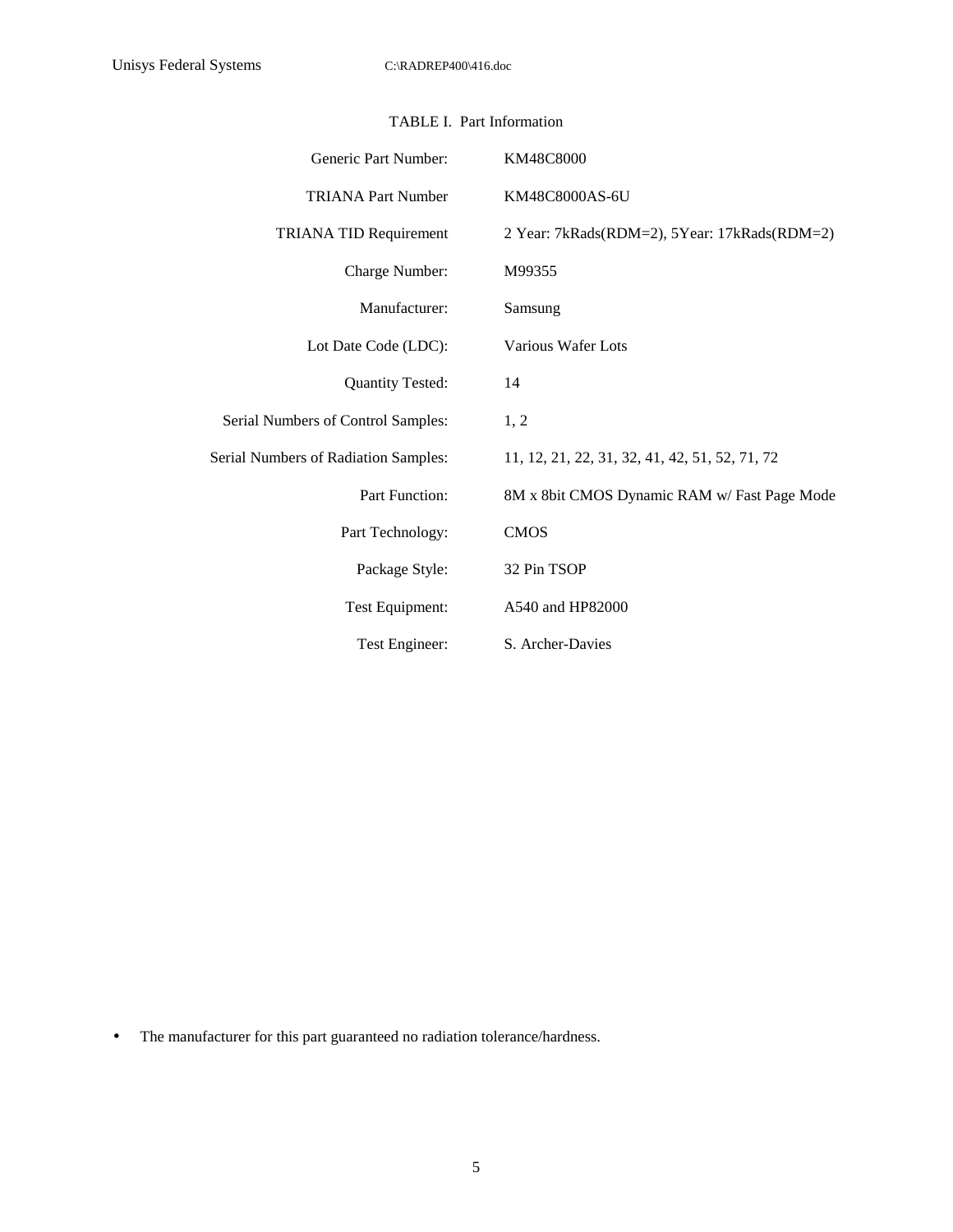TABLE I. Part Information

| | |
|---|---|
| Generic Part Number: | KM48C8000 |
| TRIANA Part Number | KM48C8000AS-6U |
| TRIANA TID Requirement | 2 Year: 7kRads(RDM=2), 5Year: 17kRads(RDM=2) |
| Charge Number: | M99355 |
| Manufacturer: | Samsung |
| Lot Date Code (LDC): | Various Wafer Lots |
| Quantity Tested: | 14 |
| Serial Numbers of Control Samples: | 1, 2 |
| Serial Numbers of Radiation Samples: | 11, 12, 21, 22, 31, 32, 41, 42, 51, 52, 71, 72 |
| Part Function: | 8M x 8bit CMOS Dynamic RAM w/ Fast Page Mode |
| Part Technology: | CMOS |
| Package Style: | 32 Pin TSOP |
| Test Equipment: | A540 and HP82000 |
| Test Engineer: | S. Archer-Davies |

- The manufacturer for this part guaranteed no radiation tolerance/hardness.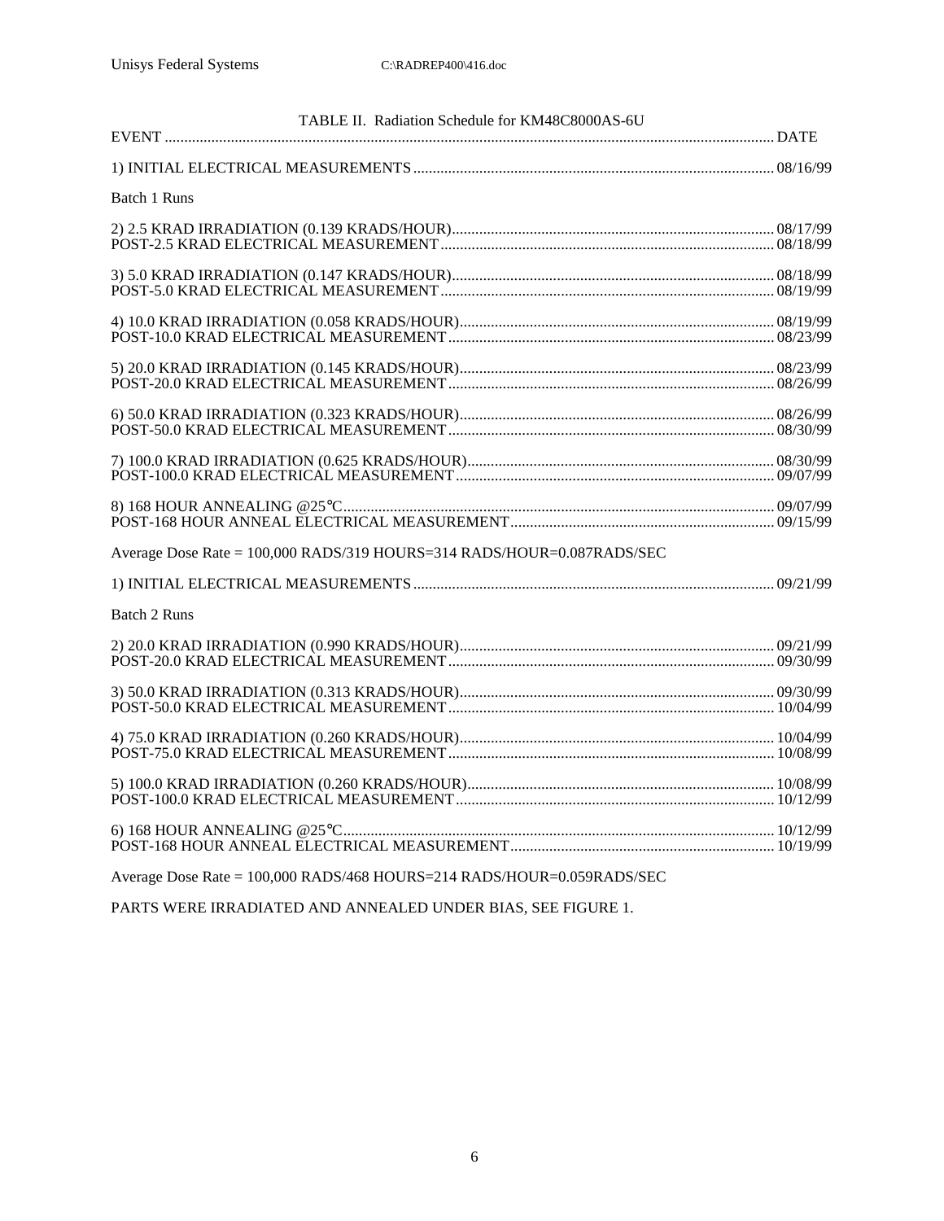TABLE II. Radiation Schedule for KM48C8000AS-6U

| EVENT | DATE |
|---|---|
| 1) INITIAL ELECTRICAL MEASUREMENTS | 08/16/99 |
| **Batch 1 Runs** | |
| 2) 2.5 KRAD IRRADIATION (0.139 KRADS/HOUR) | 08/17/99 |
| POST-2.5 KRAD ELECTRICAL MEASUREMENT | 08/18/99 |
| 3) 5.0 KRAD IRRADIATION (0.147 KRADS/HOUR) | 08/18/99 |
| POST-5.0 KRAD ELECTRICAL MEASUREMENT | 08/19/99 |
| 4) 10.0 KRAD IRRADIATION (0.058 KRADS/HOUR) | 08/19/99 |
| POST-10.0 KRAD ELECTRICAL MEASUREMENT | 08/23/99 |
| 5) 20.0 KRAD IRRADIATION (0.145 KRADS/HOUR) | 08/23/99 |
| POST-20.0 KRAD ELECTRICAL MEASUREMENT | 08/26/99 |
| 6) 50.0 KRAD IRRADIATION (0.323 KRADS/HOUR) | 08/26/99 |
| POST-50.0 KRAD ELECTRICAL MEASUREMENT | 08/30/99 |
| 7) 100.0 KRAD IRRADIATION (0.625 KRADS/HOUR) | 08/30/99 |
| POST-100.0 KRAD ELECTRICAL MEASUREMENT | 09/07/99 |
| 8) 168 HOUR ANNEALING @25°C | 09/07/99 |
| POST-168 HOUR ANNEAL ELECTRICAL MEASUREMENT | 09/15/99 |

Average Dose Rate = 100,000 RADS/319 HOURS=314 RADS/HOUR=0.087RADS/SEC

| EVENT | DATE |
|---|---|
| 1) INITIAL ELECTRICAL MEASUREMENTS | 09/21/99 |
| **Batch 2 Runs** | |
| 2) 20.0 KRAD IRRADIATION (0.990 KRADS/HOUR) | 09/21/99 |
| POST-20.0 KRAD ELECTRICAL MEASUREMENT | 09/30/99 |
| 3) 50.0 KRAD IRRADIATION (0.313 KRADS/HOUR) | 09/30/99 |
| POST-50.0 KRAD ELECTRICAL MEASUREMENT | 10/04/99 |
| 4) 75.0 KRAD IRRADIATION (0.260 KRADS/HOUR) | 10/04/99 |
| POST-75.0 KRAD ELECTRICAL MEASUREMENT | 10/08/99 |
| 5) 100.0 KRAD IRRADIATION (0.260 KRADS/HOUR) | 10/08/99 |
| POST-100.0 KRAD ELECTRICAL MEASUREMENT | 10/12/99 |
| 6) 168 HOUR ANNEALING @25°C | 10/12/99 |
| POST-168 HOUR ANNEAL ELECTRICAL MEASUREMENT | 10/19/99 |

Average Dose Rate = 100,000 RADS/468 HOURS=214 RADS/HOUR=0.059RADS/SEC

PARTS WERE IRRADIATED AND ANNEALED UNDER BIAS, SEE FIGURE 1.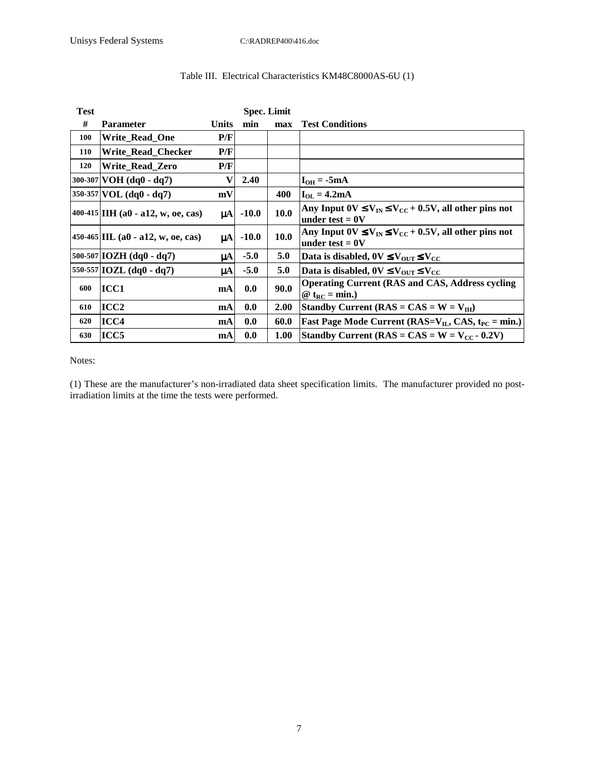Table III. Electrical Characteristics KM48C8000AS-6U (1)

| Test # | Parameter | Units | Spec. Limit min | Spec. Limit max | Test Conditions |
|---|---|---|---|---|---|
| 100 | Write_Read_One | P/F | | | |
| 110 | Write_Read_Checker | P/F | | | |
| 120 | Write_Read_Zero | P/F | | | |
| 300-307 | VOH (dq0 - dq7) | V | 2.40 | | $I_{OH}$ = -5mA |
| 350-357 | VOL (dq0 - dq7) | mV | | 400 | $I_{OL}$ = 4.2mA |
| 400-415 | IIH (a0 - a12, w, oe, cas) | μA | -10.0 | 10.0 | Any Input 0V $\leq V_{IN} \leq V_{CC}$ + 0.5V, all other pins not under test = 0V |
| 450-465 | IIL (a0 - a12, w, oe, cas) | μA | -10.0 | 10.0 | Any Input 0V $\leq V_{IN} \leq V_{CC}$ + 0.5V, all other pins not under test = 0V |
| 500-507 | IOZH (dq0 - dq7) | μA | -5.0 | 5.0 | Data is disabled, 0V $\leq V_{OUT} \leq V_{CC}$ |
| 550-557 | IOZL (dq0 - dq7) | μA | -5.0 | 5.0 | Data is disabled, 0V $\leq V_{OUT} \leq V_{CC}$ |
| 600 | ICC1 | mA | 0.0 | 90.0 | Operating Current (RAS and CAS, Address cycling @ $t_{RC}$ = min.) |
| 610 | ICC2 | mA | 0.0 | 2.00 | Standby Current (RAS = CAS = W = $V_{IH}$) |
| 620 | ICC4 | mA | 0.0 | 60.0 | Fast Page Mode Current (RAS=$V_{IL}$, CAS, $t_{PC}$ = min.) |
| 630 | ICC5 | mA | 0.0 | 1.00 | Standby Current (RAS = CAS = W = $V_{CC}$ - 0.2V) |

Notes:

(1) These are the manufacturer's non-irradiated data sheet specification limits. The manufacturer provided no post-irradiation limits at the time the tests were performed.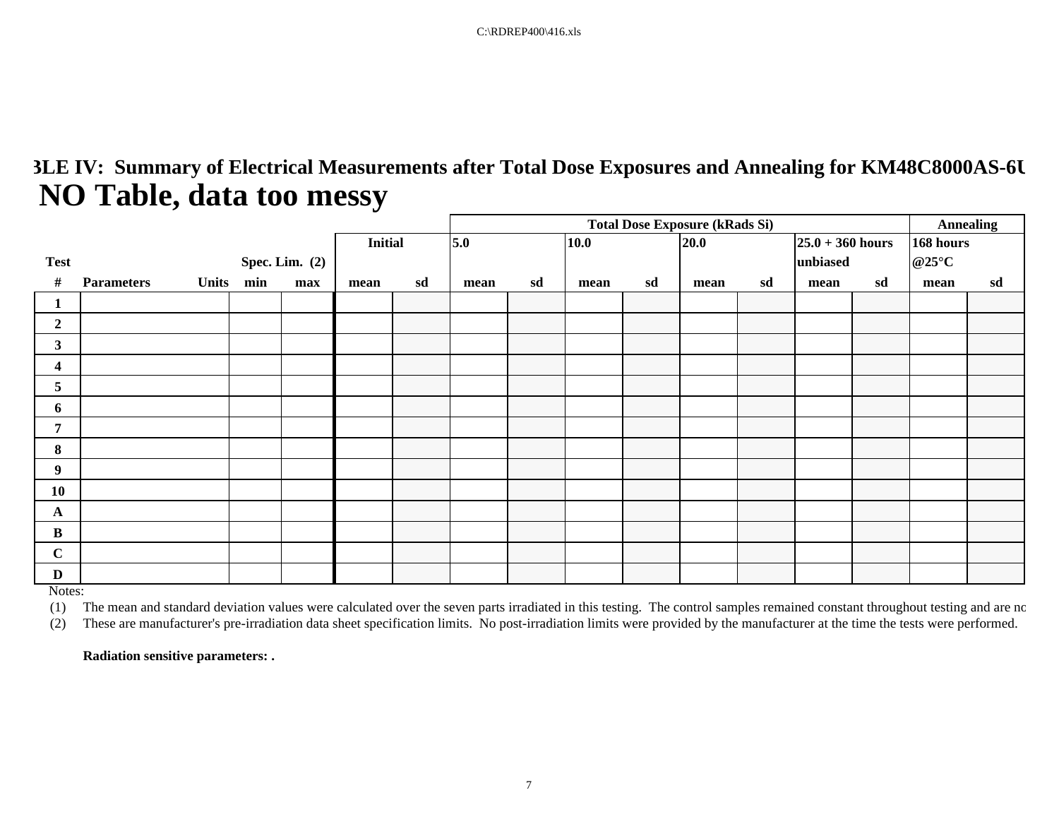## BLE IV: Summary of Electrical Measurements after Total Dose Exposures and Annealing for KM48C8000AS-6U

# NO Table, data too messy

| | | | | | | | Total Dose Exposure (kRads Si) | | | | | | | | Annealing | |
|---|---|---|---|---|---|---|---|---|---|---|---|---|---|---|---|---|
| | | | | | Initial | | 5.0 | | 10.0 | | 20.0 | | 25.0 + 360 hours unbiased | | 168 hours @25°C | |
| Test # | Parameters | Units | Spec. Lim. (2) min | max | mean | sd | mean | sd | mean | sd | mean | sd | mean | sd | mean | sd |
| 1 | | | | | | | | | | | | | | | | |
| 2 | | | | | | | | | | | | | | | | |
| 3 | | | | | | | | | | | | | | | | |
| 4 | | | | | | | | | | | | | | | | |
| 5 | | | | | | | | | | | | | | | | |
| 6 | | | | | | | | | | | | | | | | |
| 7 | | | | | | | | | | | | | | | | |
| 8 | | | | | | | | | | | | | | | | |
| 9 | | | | | | | | | | | | | | | | |
| 10 | | | | | | | | | | | | | | | | |
| A | | | | | | | | | | | | | | | | |
| B | | | | | | | | | | | | | | | | |
| C | | | | | | | | | | | | | | | | |
| D | | | | | | | | | | | | | | | | |

Notes:

(1) The mean and standard deviation values were calculated over the seven parts irradiated in this testing. The control samples remained constant throughout testing and are no

(2) These are manufacturer's pre-irradiation data sheet specification limits. No post-irradiation limits were provided by the manufacturer at the time the tests were performed.

**Radiation sensitive parameters: .**